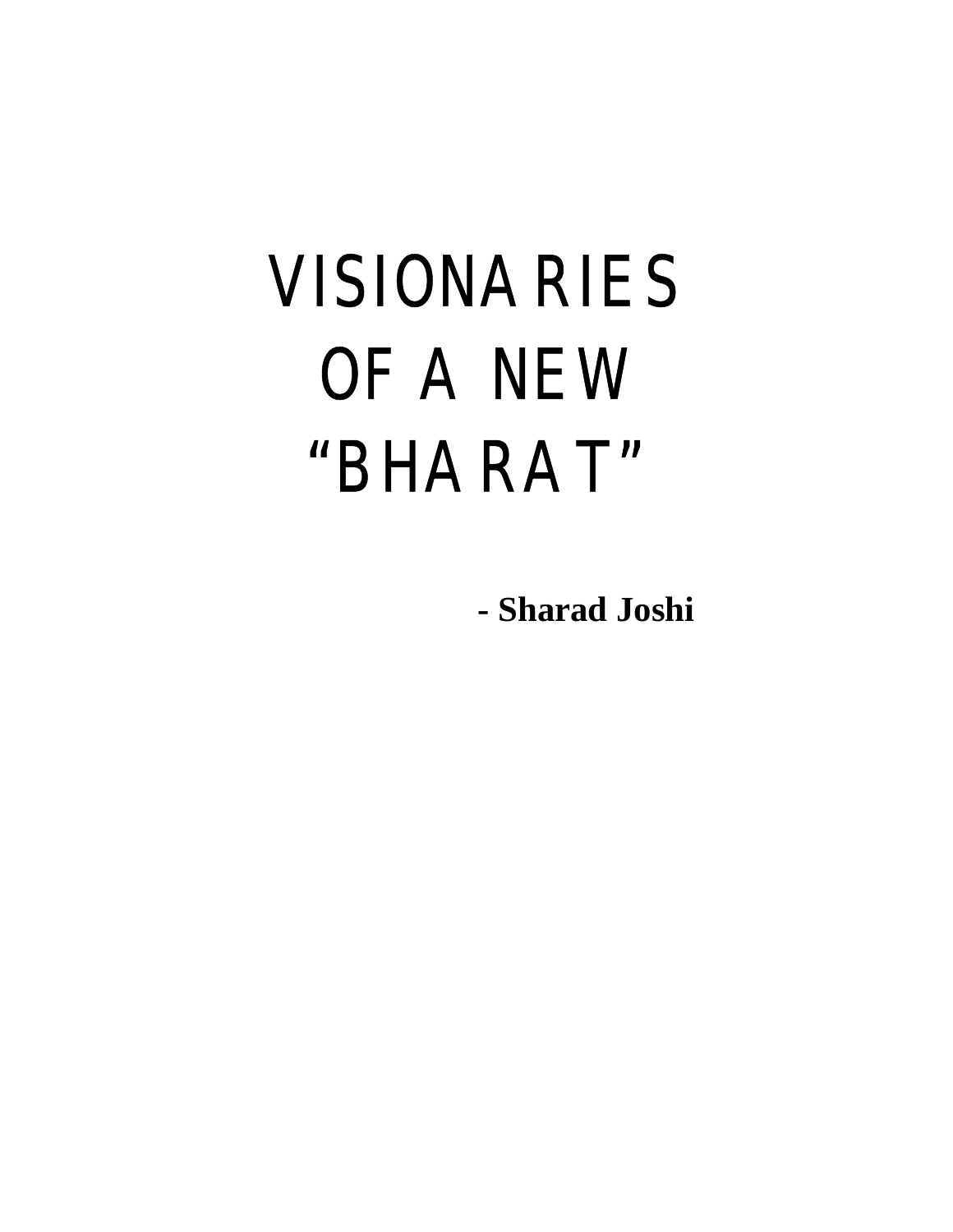# VISIONARIES OF A NEW "BHARAT"

**- Sharad Joshi**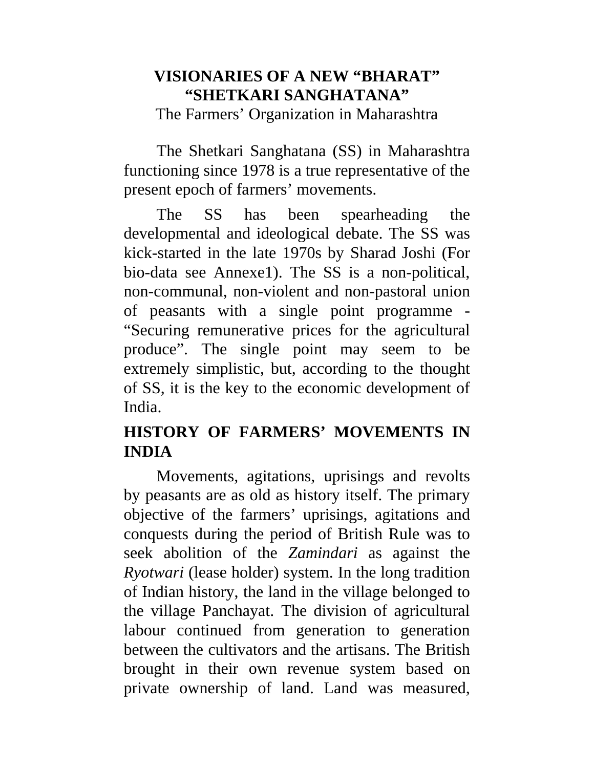**VISIONARIES OF A NEW "BHARAT"**
**"SHETKARI SANGHATANA"**
The Farmers' Organization in Maharashtra

The Shetkari Sanghatana (SS) in Maharashtra functioning since 1978 is a true representative of the present epoch of farmers' movements.

The SS has been spearheading the developmental and ideological debate. The SS was kick-started in the late 1970s by Sharad Joshi (For bio-data see Annexe1). The SS is a non-political, non-communal, non-violent and non-pastoral union of peasants with a single point programme - "Securing remunerative prices for the agricultural produce". The single point may seem to be extremely simplistic, but, according to the thought of SS, it is the key to the economic development of India.

## HISTORY OF FARMERS' MOVEMENTS IN INDIA

Movements, agitations, uprisings and revolts by peasants are as old as history itself. The primary objective of the farmers' uprisings, agitations and conquests during the period of British Rule was to seek abolition of the *Zamindari* as against the *Ryotwari* (lease holder) system. In the long tradition of Indian history, the land in the village belonged to the village Panchayat. The division of agricultural labour continued from generation to generation between the cultivators and the artisans. The British brought in their own revenue system based on private ownership of land. Land was measured,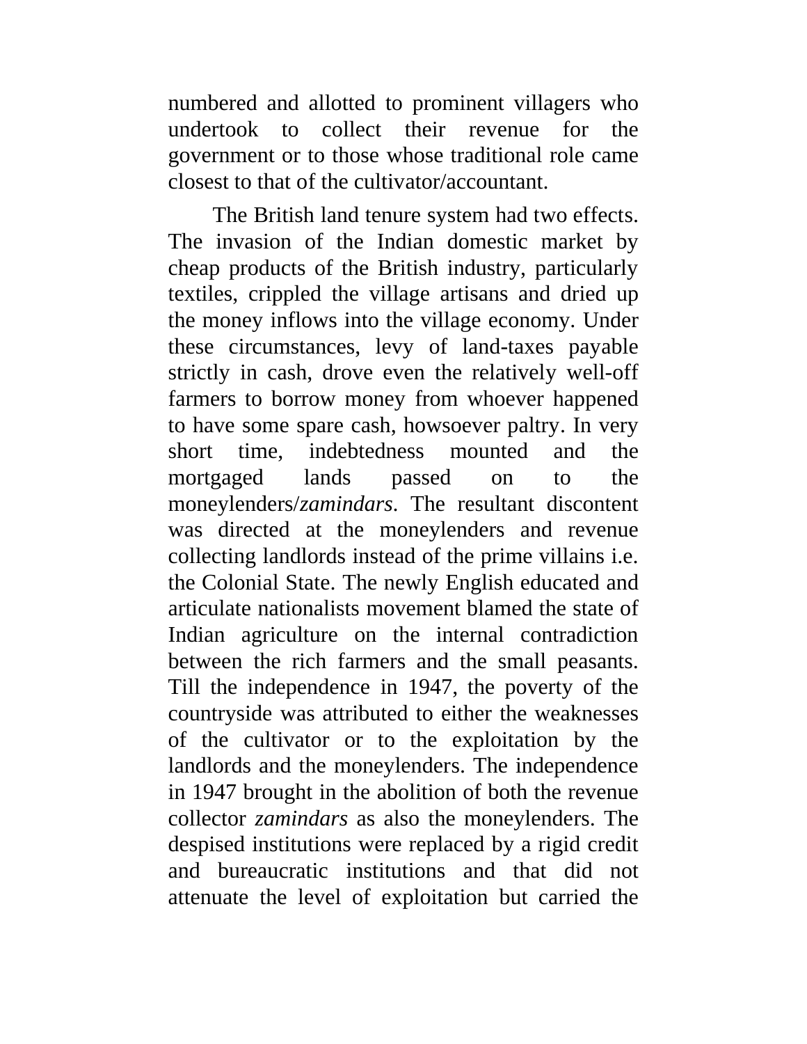numbered and allotted to prominent villagers who undertook to collect their revenue for the government or to those whose traditional role came closest to that of the cultivator/accountant.

The British land tenure system had two effects. The invasion of the Indian domestic market by cheap products of the British industry, particularly textiles, crippled the village artisans and dried up the money inflows into the village economy. Under these circumstances, levy of land-taxes payable strictly in cash, drove even the relatively well-off farmers to borrow money from whoever happened to have some spare cash, howsoever paltry. In very short time, indebtedness mounted and the mortgaged lands passed on to the moneylenders/*zamindars*. The resultant discontent was directed at the moneylenders and revenue collecting landlords instead of the prime villains i.e. the Colonial State. The newly English educated and articulate nationalists movement blamed the state of Indian agriculture on the internal contradiction between the rich farmers and the small peasants. Till the independence in 1947, the poverty of the countryside was attributed to either the weaknesses of the cultivator or to the exploitation by the landlords and the moneylenders. The independence in 1947 brought in the abolition of both the revenue collector *zamindars* as also the moneylenders. The despised institutions were replaced by a rigid credit and bureaucratic institutions and that did not attenuate the level of exploitation but carried the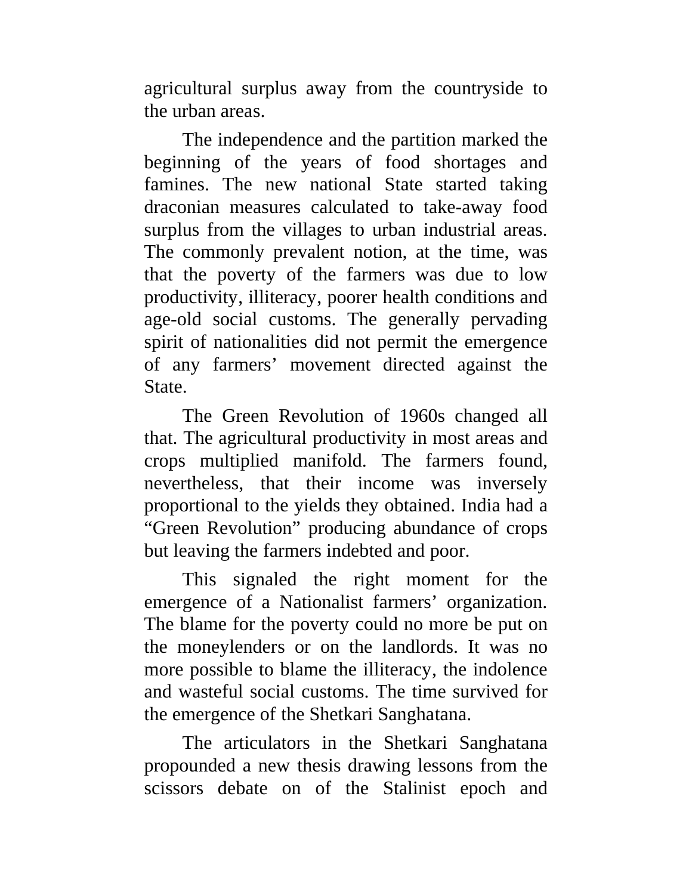agricultural surplus away from the countryside to the urban areas.

The independence and the partition marked the beginning of the years of food shortages and famines. The new national State started taking draconian measures calculated to take-away food surplus from the villages to urban industrial areas. The commonly prevalent notion, at the time, was that the poverty of the farmers was due to low productivity, illiteracy, poorer health conditions and age-old social customs. The generally pervading spirit of nationalities did not permit the emergence of any farmers' movement directed against the State.

The Green Revolution of 1960s changed all that. The agricultural productivity in most areas and crops multiplied manifold. The farmers found, nevertheless, that their income was inversely proportional to the yields they obtained. India had a "Green Revolution" producing abundance of crops but leaving the farmers indebted and poor.

This signaled the right moment for the emergence of a Nationalist farmers' organization. The blame for the poverty could no more be put on the moneylenders or on the landlords. It was no more possible to blame the illiteracy, the indolence and wasteful social customs. The time survived for the emergence of the Shetkari Sanghatana.

The articulators in the Shetkari Sanghatana propounded a new thesis drawing lessons from the scissors debate on of the Stalinist epoch and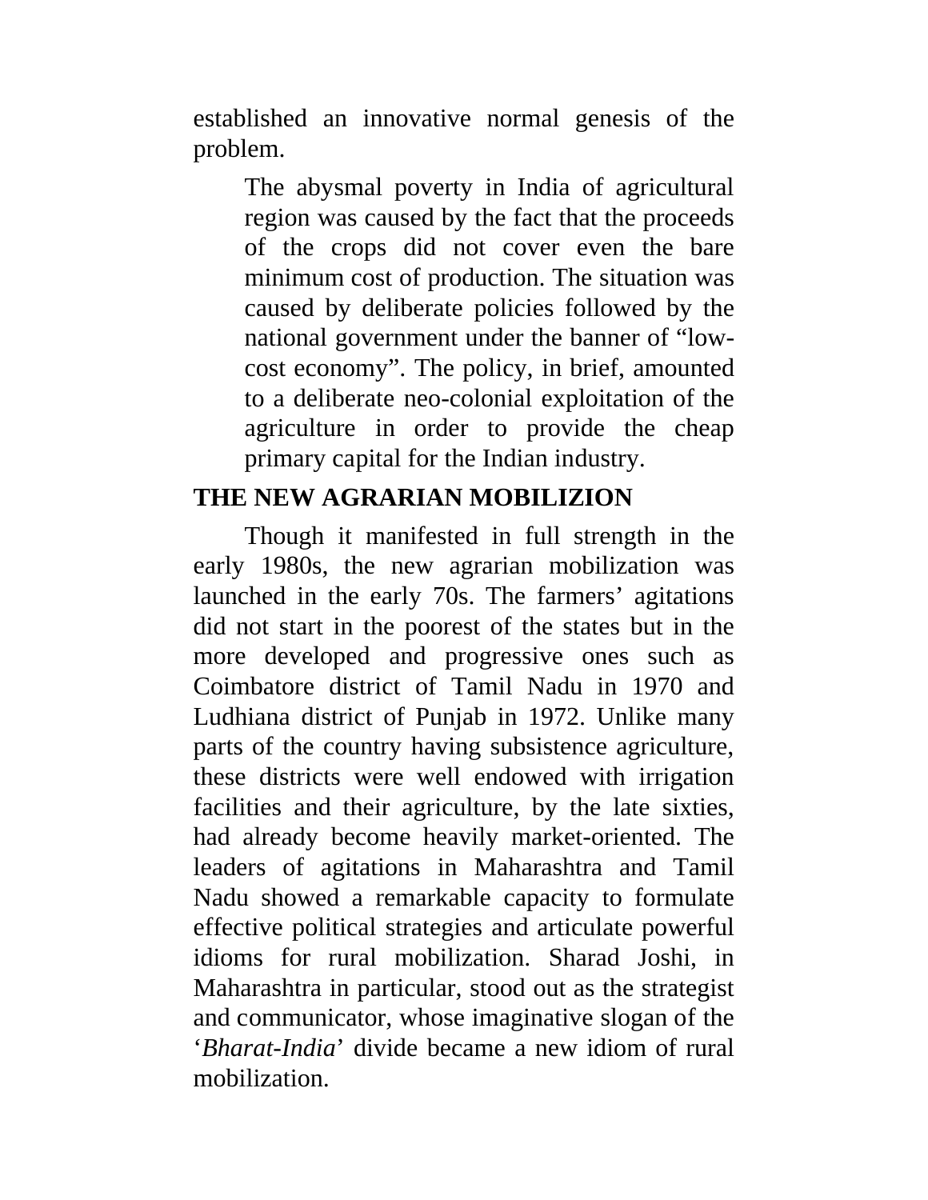established an innovative normal genesis of the problem.

> The abysmal poverty in India of agricultural region was caused by the fact that the proceeds of the crops did not cover even the bare minimum cost of production. The situation was caused by deliberate policies followed by the national government under the banner of "low-cost economy". The policy, in brief, amounted to a deliberate neo-colonial exploitation of the agriculture in order to provide the cheap primary capital for the Indian industry.

## THE NEW AGRARIAN MOBILIZION

Though it manifested in full strength in the early 1980s, the new agrarian mobilization was launched in the early 70s. The farmers' agitations did not start in the poorest of the states but in the more developed and progressive ones such as Coimbatore district of Tamil Nadu in 1970 and Ludhiana district of Punjab in 1972. Unlike many parts of the country having subsistence agriculture, these districts were well endowed with irrigation facilities and their agriculture, by the late sixties, had already become heavily market-oriented. The leaders of agitations in Maharashtra and Tamil Nadu showed a remarkable capacity to formulate effective political strategies and articulate powerful idioms for rural mobilization. Sharad Joshi, in Maharashtra in particular, stood out as the strategist and communicator, whose imaginative slogan of the '*Bharat-India*' divide became a new idiom of rural mobilization.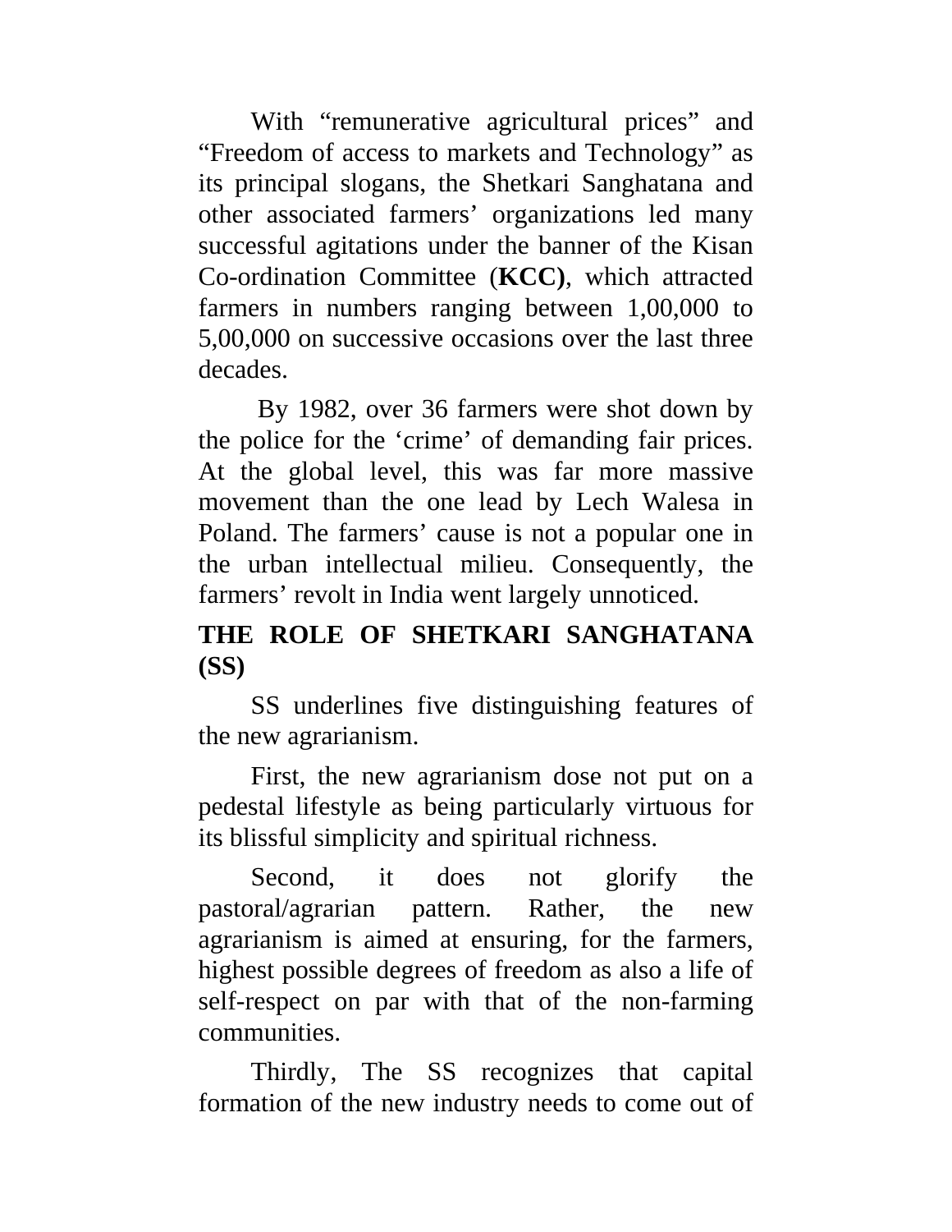With "remunerative agricultural prices" and "Freedom of access to markets and Technology" as its principal slogans, the Shetkari Sanghatana and other associated farmers' organizations led many successful agitations under the banner of the Kisan Co-ordination Committee (**KCC)**, which attracted farmers in numbers ranging between 1,00,000 to 5,00,000 on successive occasions over the last three decades.

By 1982, over 36 farmers were shot down by the police for the 'crime' of demanding fair prices. At the global level, this was far more massive movement than the one lead by Lech Walesa in Poland. The farmers' cause is not a popular one in the urban intellectual milieu. Consequently, the farmers' revolt in India went largely unnoticed.

## THE ROLE OF SHETKARI SANGHATANA (SS)

SS underlines five distinguishing features of the new agrarianism.

First, the new agrarianism dose not put on a pedestal lifestyle as being particularly virtuous for its blissful simplicity and spiritual richness.

Second, it does not glorify the pastoral/agrarian pattern. Rather, the new agrarianism is aimed at ensuring, for the farmers, highest possible degrees of freedom as also a life of self-respect on par with that of the non-farming communities.

Thirdly, The SS recognizes that capital formation of the new industry needs to come out of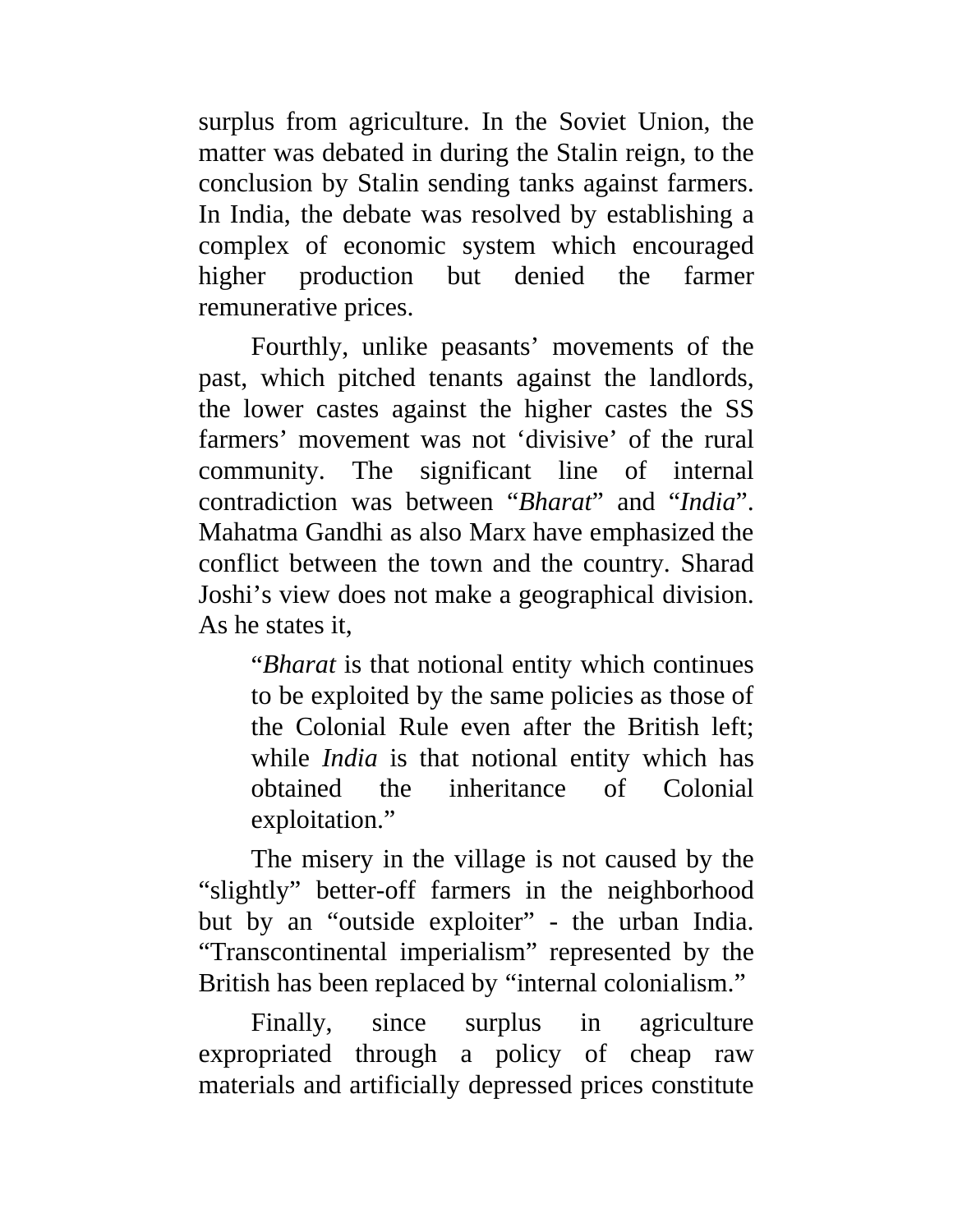surplus from agriculture. In the Soviet Union, the matter was debated in during the Stalin reign, to the conclusion by Stalin sending tanks against farmers. In India, the debate was resolved by establishing a complex of economic system which encouraged higher production but denied the farmer remunerative prices.

Fourthly, unlike peasants' movements of the past, which pitched tenants against the landlords, the lower castes against the higher castes the SS farmers' movement was not 'divisive' of the rural community. The significant line of internal contradiction was between "*Bharat*" and "*India*". Mahatma Gandhi as also Marx have emphasized the conflict between the town and the country. Sharad Joshi's view does not make a geographical division. As he states it,

> "*Bharat* is that notional entity which continues to be exploited by the same policies as those of the Colonial Rule even after the British left; while *India* is that notional entity which has obtained the inheritance of Colonial exploitation."

The misery in the village is not caused by the "slightly" better-off farmers in the neighborhood but by an "outside exploiter" - the urban India. "Transcontinental imperialism" represented by the British has been replaced by "internal colonialism."

Finally, since surplus in agriculture expropriated through a policy of cheap raw materials and artificially depressed prices constitute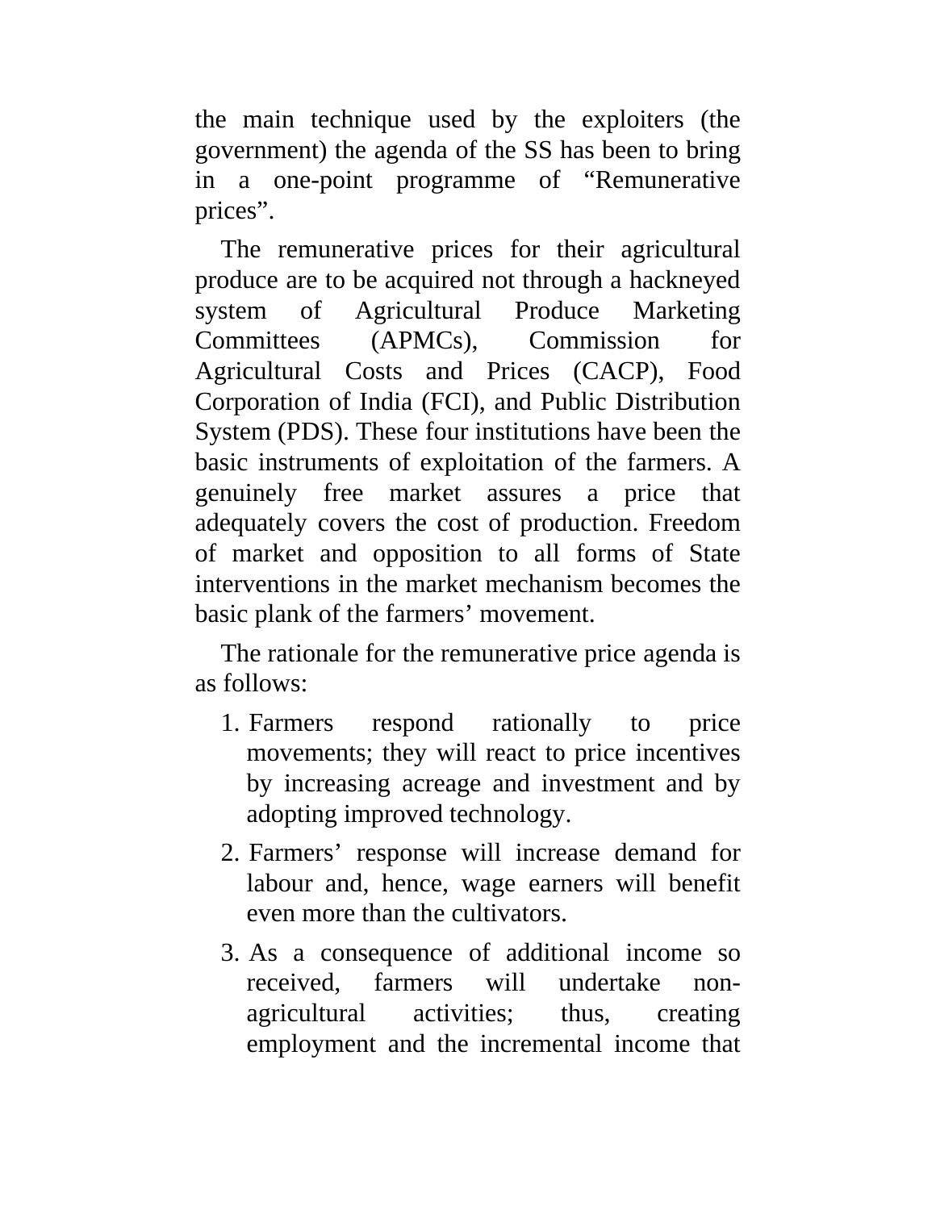the main technique used by the exploiters (the government) the agenda of the SS has been to bring in a one-point programme of “Remunerative prices”.

The remunerative prices for their agricultural produce are to be acquired not through a hackneyed system of Agricultural Produce Marketing Committees (APMCs), Commission for Agricultural Costs and Prices (CACP), Food Corporation of India (FCI), and Public Distribution System (PDS). These four institutions have been the basic instruments of exploitation of the farmers. A genuinely free market assures a price that adequately covers the cost of production. Freedom of market and opposition to all forms of State interventions in the market mechanism becomes the basic plank of the farmers’ movement.

The rationale for the remunerative price agenda is as follows:

1. Farmers respond rationally to price movements; they will react to price incentives by increasing acreage and investment and by adopting improved technology.
2. Farmers’ response will increase demand for labour and, hence, wage earners will benefit even more than the cultivators.
3. As a consequence of additional income so received, farmers will undertake non-agricultural activities; thus, creating employment and the incremental income that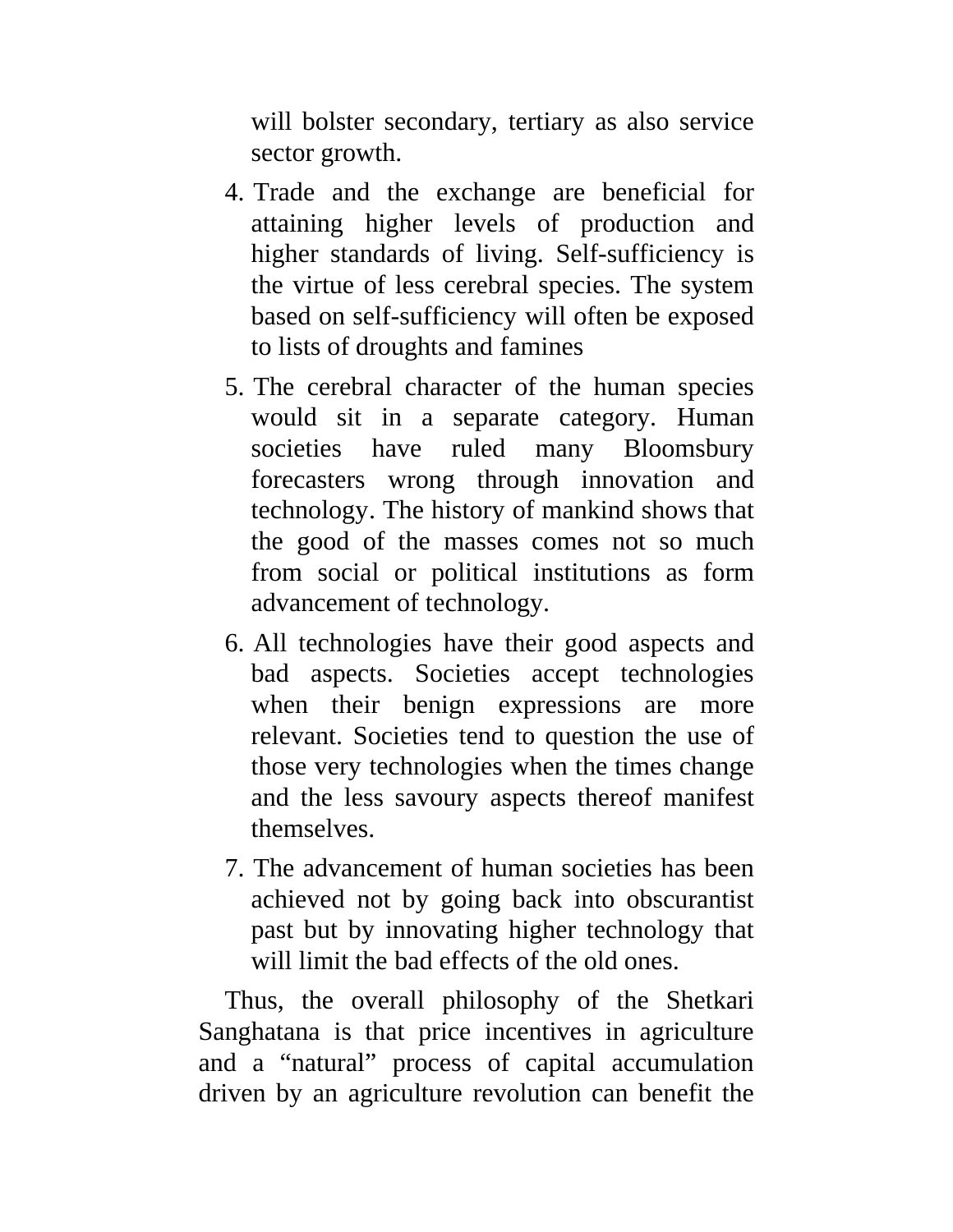will bolster secondary, tertiary as also service sector growth.

4. Trade and the exchange are beneficial for attaining higher levels of production and higher standards of living. Self-sufficiency is the virtue of less cerebral species. The system based on self-sufficiency will often be exposed to lists of droughts and famines
5. The cerebral character of the human species would sit in a separate category. Human societies have ruled many Bloomsbury forecasters wrong through innovation and technology. The history of mankind shows that the good of the masses comes not so much from social or political institutions as form advancement of technology.
6. All technologies have their good aspects and bad aspects. Societies accept technologies when their benign expressions are more relevant. Societies tend to question the use of those very technologies when the times change and the less savoury aspects thereof manifest themselves.
7. The advancement of human societies has been achieved not by going back into obscurantist past but by innovating higher technology that will limit the bad effects of the old ones.

Thus, the overall philosophy of the Shetkari Sanghatana is that price incentives in agriculture and a "natural" process of capital accumulation driven by an agriculture revolution can benefit the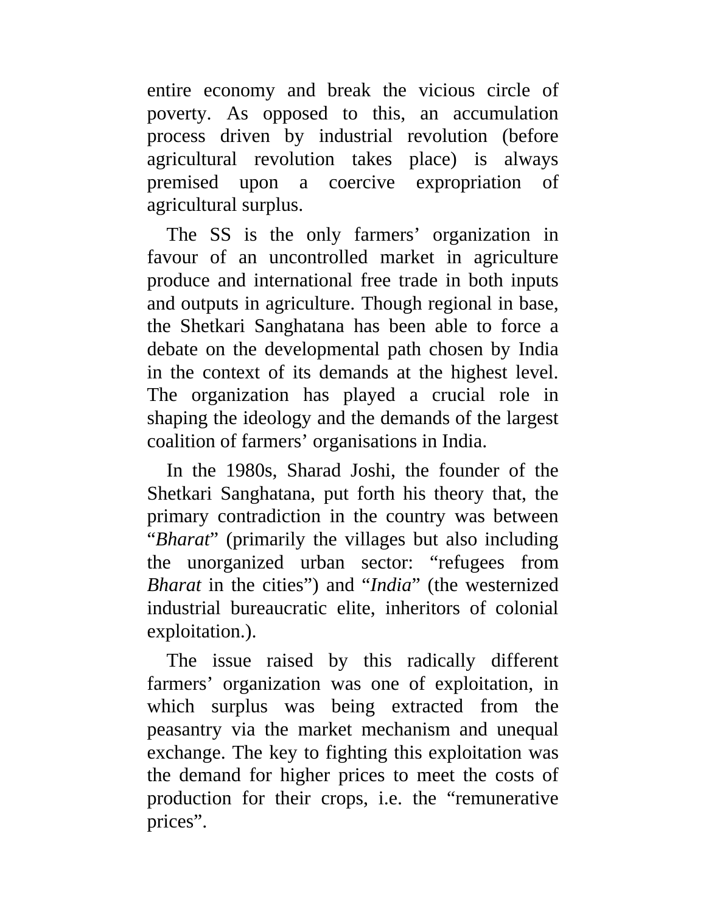entire economy and break the vicious circle of poverty. As opposed to this, an accumulation process driven by industrial revolution (before agricultural revolution takes place) is always premised upon a coercive expropriation of agricultural surplus.

The SS is the only farmers' organization in favour of an uncontrolled market in agriculture produce and international free trade in both inputs and outputs in agriculture. Though regional in base, the Shetkari Sanghatana has been able to force a debate on the developmental path chosen by India in the context of its demands at the highest level. The organization has played a crucial role in shaping the ideology and the demands of the largest coalition of farmers' organisations in India.

In the 1980s, Sharad Joshi, the founder of the Shetkari Sanghatana, put forth his theory that, the primary contradiction in the country was between "*Bharat*" (primarily the villages but also including the unorganized urban sector: "refugees from *Bharat* in the cities") and "*India*" (the westernized industrial bureaucratic elite, inheritors of colonial exploitation.).

The issue raised by this radically different farmers' organization was one of exploitation, in which surplus was being extracted from the peasantry via the market mechanism and unequal exchange. The key to fighting this exploitation was the demand for higher prices to meet the costs of production for their crops, i.e. the "remunerative prices".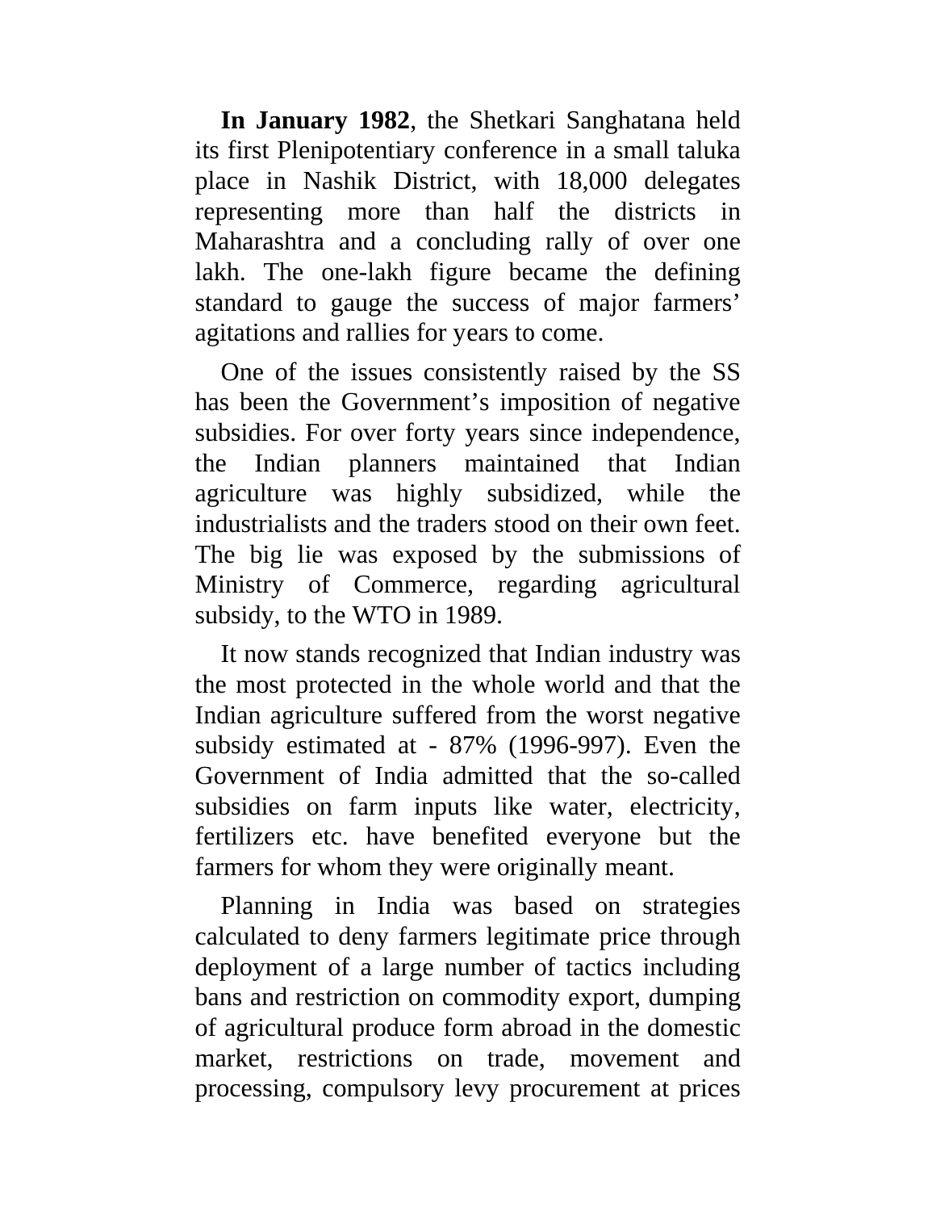**In January 1982**, the Shetkari Sanghatana held its first Plenipotentiary conference in a small taluka place in Nashik District, with 18,000 delegates representing more than half the districts in Maharashtra and a concluding rally of over one lakh. The one-lakh figure became the defining standard to gauge the success of major farmers' agitations and rallies for years to come.

One of the issues consistently raised by the SS has been the Government's imposition of negative subsidies. For over forty years since independence, the Indian planners maintained that Indian agriculture was highly subsidized, while the industrialists and the traders stood on their own feet. The big lie was exposed by the submissions of Ministry of Commerce, regarding agricultural subsidy, to the WTO in 1989.

It now stands recognized that Indian industry was the most protected in the whole world and that the Indian agriculture suffered from the worst negative subsidy estimated at - 87% (1996-997). Even the Government of India admitted that the so-called subsidies on farm inputs like water, electricity, fertilizers etc. have benefited everyone but the farmers for whom they were originally meant.

Planning in India was based on strategies calculated to deny farmers legitimate price through deployment of a large number of tactics including bans and restriction on commodity export, dumping of agricultural produce form abroad in the domestic market, restrictions on trade, movement and processing, compulsory levy procurement at prices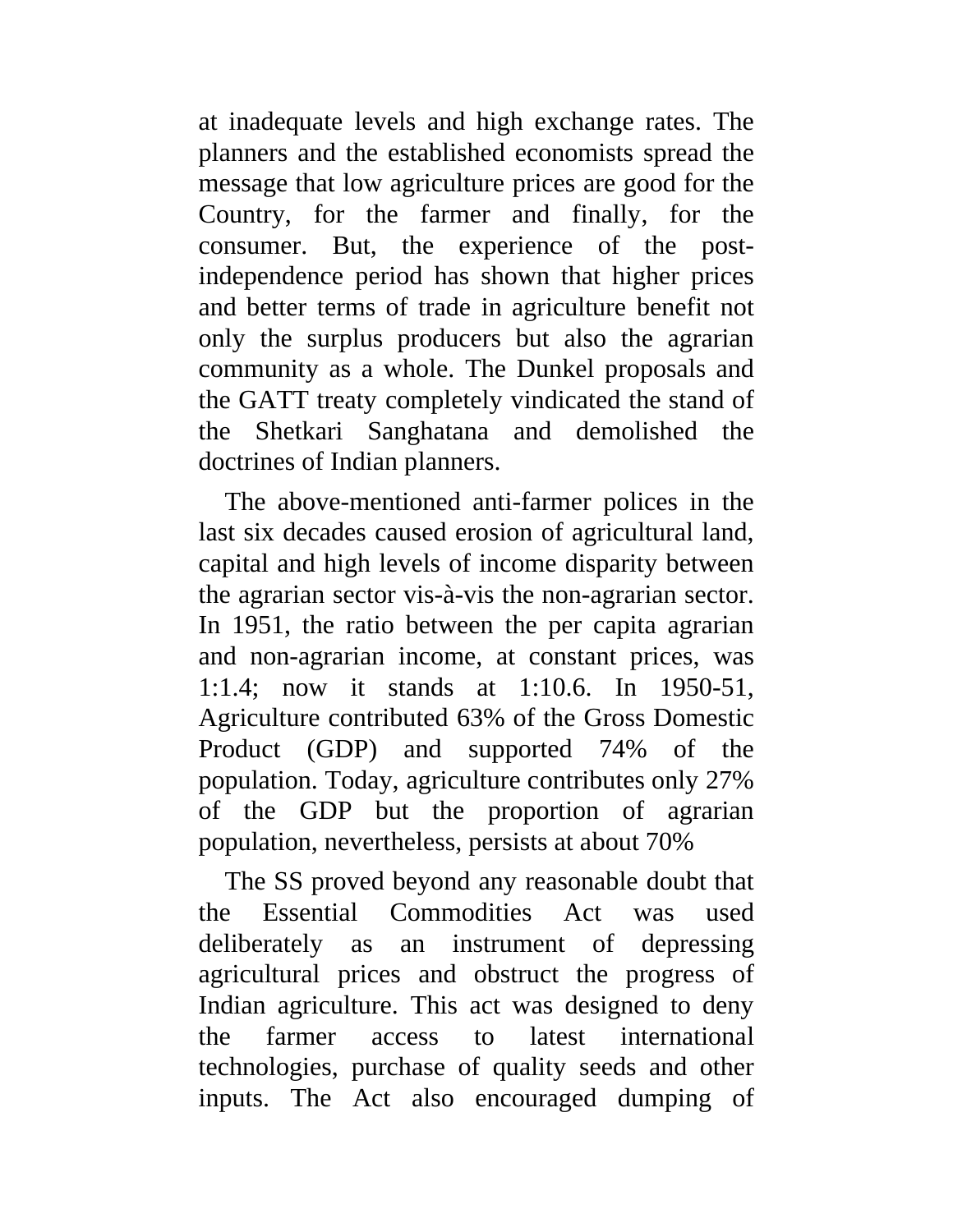at inadequate levels and high exchange rates. The planners and the established economists spread the message that low agriculture prices are good for the Country, for the farmer and finally, for the consumer. But, the experience of the post-independence period has shown that higher prices and better terms of trade in agriculture benefit not only the surplus producers but also the agrarian community as a whole. The Dunkel proposals and the GATT treaty completely vindicated the stand of the Shetkari Sanghatana and demolished the doctrines of Indian planners.

The above-mentioned anti-farmer polices in the last six decades caused erosion of agricultural land, capital and high levels of income disparity between the agrarian sector vis-à-vis the non-agrarian sector. In 1951, the ratio between the per capita agrarian and non-agrarian income, at constant prices, was 1:1.4; now it stands at 1:10.6. In 1950-51, Agriculture contributed 63% of the Gross Domestic Product (GDP) and supported 74% of the population. Today, agriculture contributes only 27% of the GDP but the proportion of agrarian population, nevertheless, persists at about 70%

The SS proved beyond any reasonable doubt that the Essential Commodities Act was used deliberately as an instrument of depressing agricultural prices and obstruct the progress of Indian agriculture. This act was designed to deny the farmer access to latest international technologies, purchase of quality seeds and other inputs. The Act also encouraged dumping of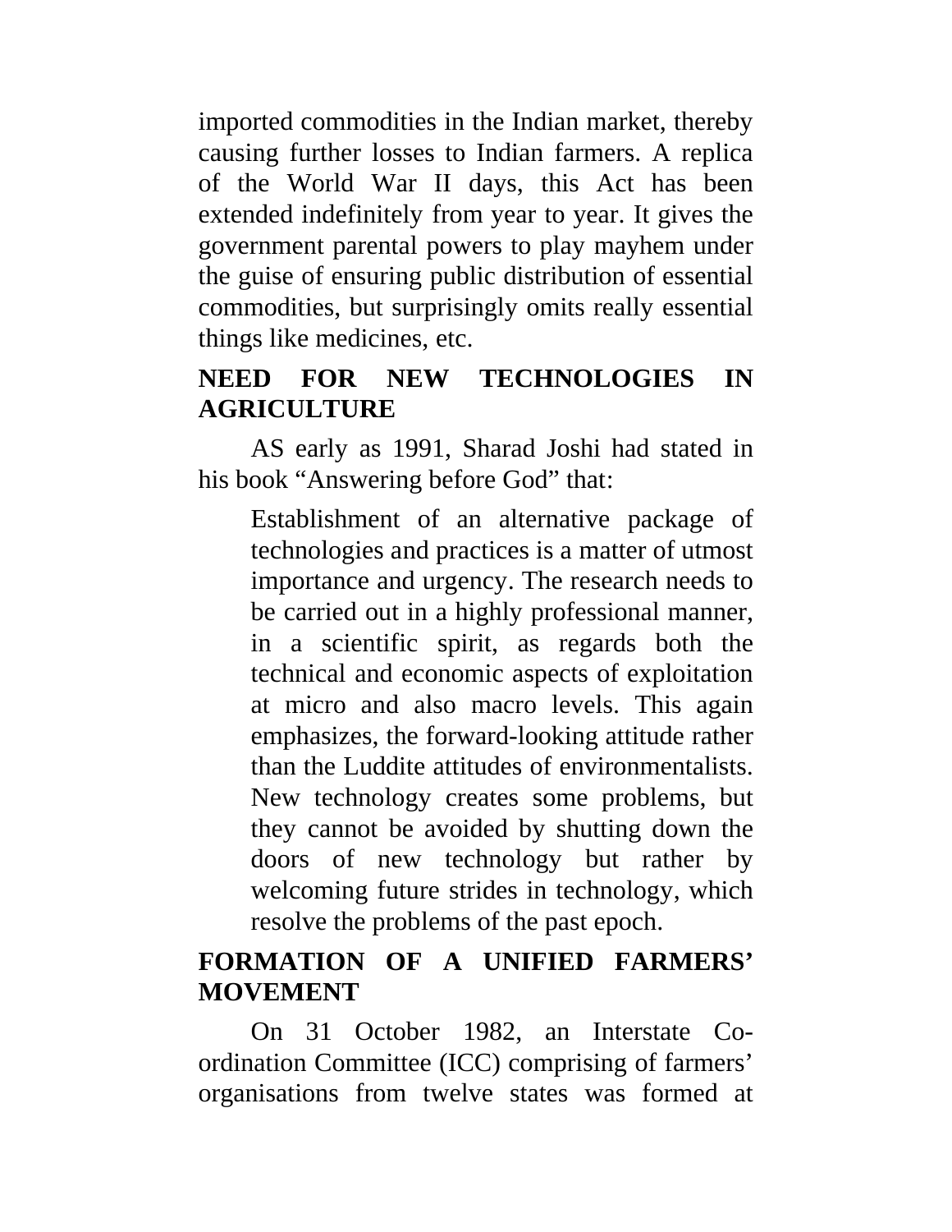imported commodities in the Indian market, thereby causing further losses to Indian farmers. A replica of the World War II days, this Act has been extended indefinitely from year to year. It gives the government parental powers to play mayhem under the guise of ensuring public distribution of essential commodities, but surprisingly omits really essential things like medicines, etc.

## NEED FOR NEW TECHNOLOGIES IN AGRICULTURE

AS early as 1991, Sharad Joshi had stated in his book "Answering before God" that:

> Establishment of an alternative package of technologies and practices is a matter of utmost importance and urgency. The research needs to be carried out in a highly professional manner, in a scientific spirit, as regards both the technical and economic aspects of exploitation at micro and also macro levels. This again emphasizes, the forward-looking attitude rather than the Luddite attitudes of environmentalists. New technology creates some problems, but they cannot be avoided by shutting down the doors of new technology but rather by welcoming future strides in technology, which resolve the problems of the past epoch.

## FORMATION OF A UNIFIED FARMERS' MOVEMENT

On 31 October 1982, an Interstate Co-ordination Committee (ICC) comprising of farmers' organisations from twelve states was formed at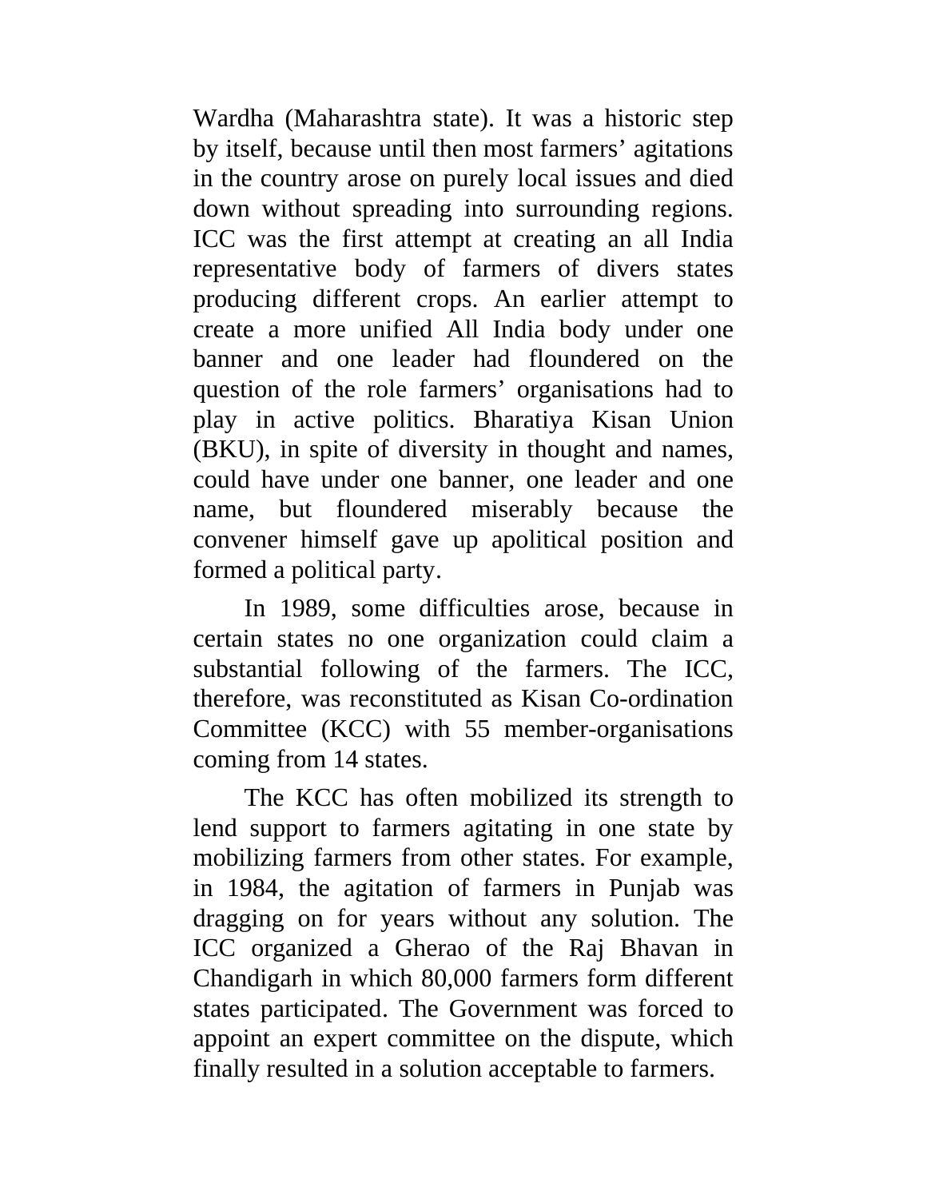Wardha (Maharashtra state). It was a historic step by itself, because until then most farmers' agitations in the country arose on purely local issues and died down without spreading into surrounding regions. ICC was the first attempt at creating an all India representative body of farmers of divers states producing different crops. An earlier attempt to create a more unified All India body under one banner and one leader had floundered on the question of the role farmers' organisations had to play in active politics. Bharatiya Kisan Union (BKU), in spite of diversity in thought and names, could have under one banner, one leader and one name, but floundered miserably because the convener himself gave up apolitical position and formed a political party.

In 1989, some difficulties arose, because in certain states no one organization could claim a substantial following of the farmers. The ICC, therefore, was reconstituted as Kisan Co-ordination Committee (KCC) with 55 member-organisations coming from 14 states.

The KCC has often mobilized its strength to lend support to farmers agitating in one state by mobilizing farmers from other states. For example, in 1984, the agitation of farmers in Punjab was dragging on for years without any solution. The ICC organized a Gherao of the Raj Bhavan in Chandigarh in which 80,000 farmers form different states participated. The Government was forced to appoint an expert committee on the dispute, which finally resulted in a solution acceptable to farmers.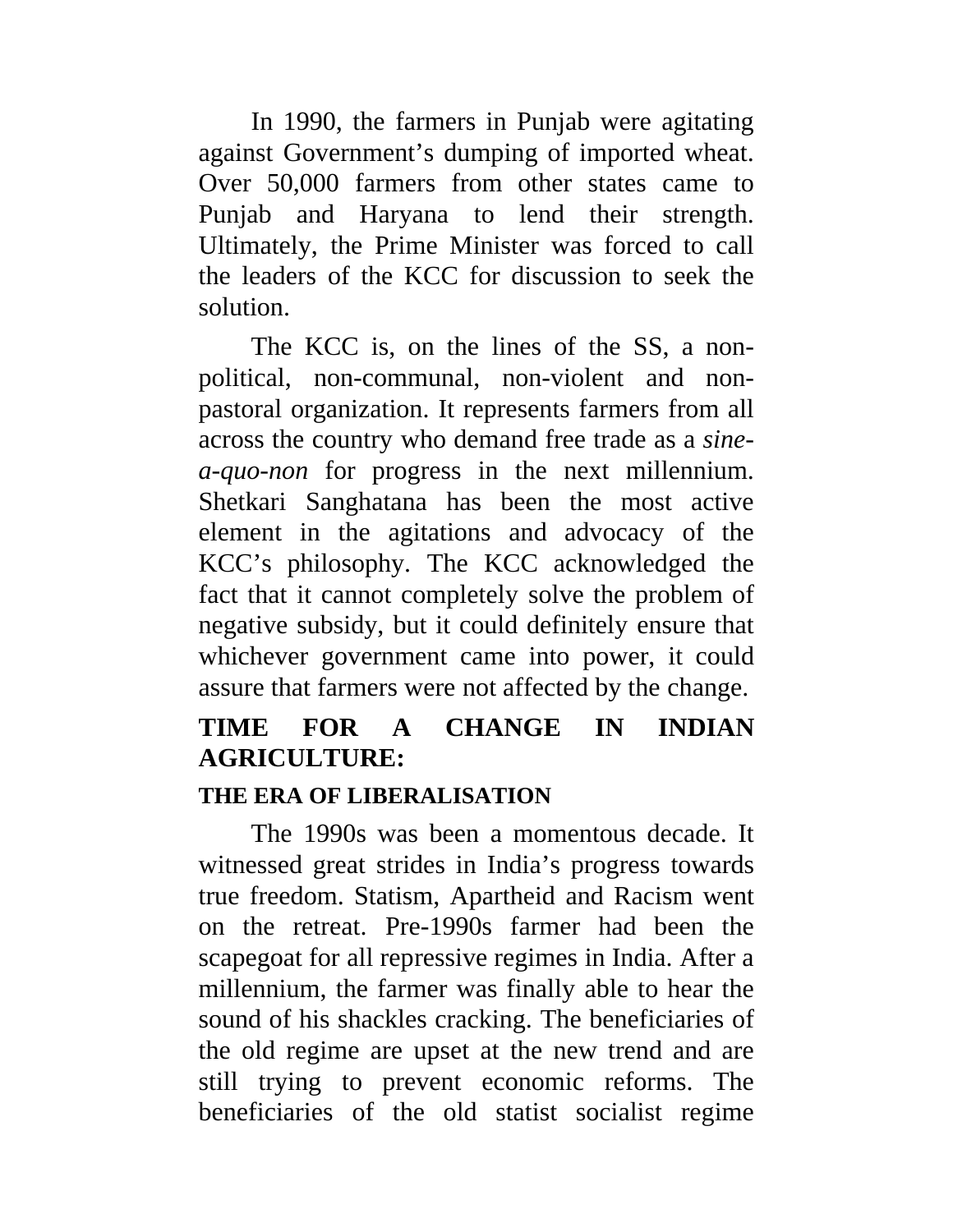In 1990, the farmers in Punjab were agitating against Government's dumping of imported wheat. Over 50,000 farmers from other states came to Punjab and Haryana to lend their strength. Ultimately, the Prime Minister was forced to call the leaders of the KCC for discussion to seek the solution.

The KCC is, on the lines of the SS, a non-political, non-communal, non-violent and non-pastoral organization. It represents farmers from all across the country who demand free trade as a *sine-a-quo-non* for progress in the next millennium. Shetkari Sanghatana has been the most active element in the agitations and advocacy of the KCC's philosophy. The KCC acknowledged the fact that it cannot completely solve the problem of negative subsidy, but it could definitely ensure that whichever government came into power, it could assure that farmers were not affected by the change.

## TIME FOR A CHANGE IN INDIAN AGRICULTURE:

### THE ERA OF LIBERALISATION

The 1990s was been a momentous decade. It witnessed great strides in India's progress towards true freedom. Statism, Apartheid and Racism went on the retreat. Pre-1990s farmer had been the scapegoat for all repressive regimes in India. After a millennium, the farmer was finally able to hear the sound of his shackles cracking. The beneficiaries of the old regime are upset at the new trend and are still trying to prevent economic reforms. The beneficiaries of the old statist socialist regime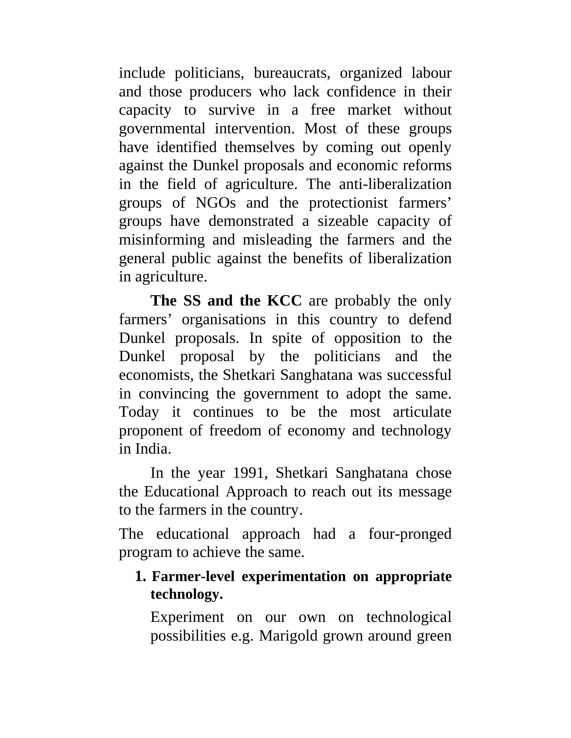include politicians, bureaucrats, organized labour and those producers who lack confidence in their capacity to survive in a free market without governmental intervention. Most of these groups have identified themselves by coming out openly against the Dunkel proposals and economic reforms in the field of agriculture. The anti-liberalization groups of NGOs and the protectionist farmers' groups have demonstrated a sizeable capacity of misinforming and misleading the farmers and the general public against the benefits of liberalization in agriculture.

**The SS and the KCC** are probably the only farmers' organisations in this country to defend Dunkel proposals. In spite of opposition to the Dunkel proposal by the politicians and the economists, the Shetkari Sanghatana was successful in convincing the government to adopt the same. Today it continues to be the most articulate proponent of freedom of economy and technology in India.

In the year 1991, Shetkari Sanghatana chose the Educational Approach to reach out its message to the farmers in the country.

The educational approach had a four-pronged program to achieve the same.

1. **Farmer-level experimentation on appropriate technology.**

   Experiment on our own on technological possibilities e.g. Marigold grown around green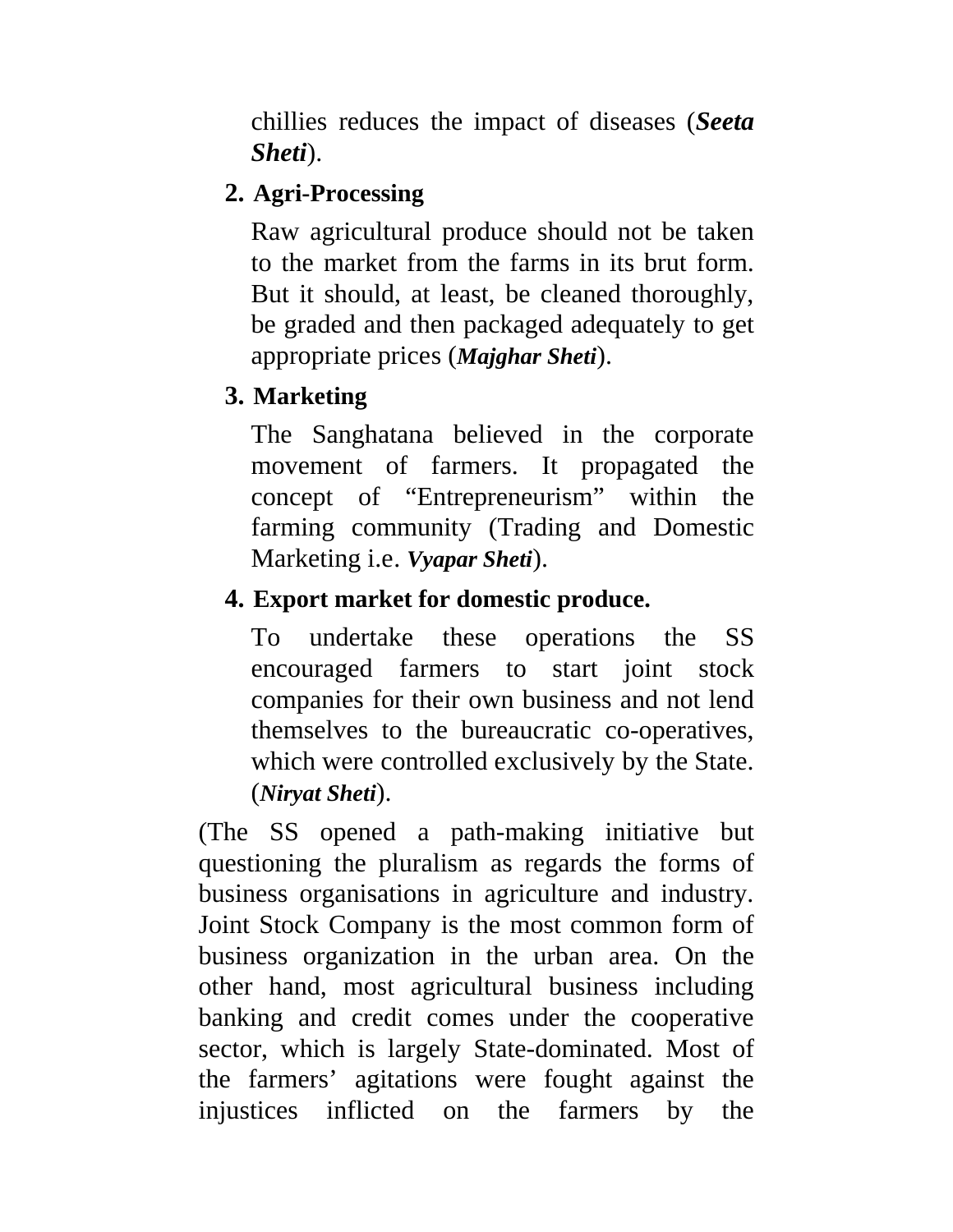chillies reduces the impact of diseases (***Seeta Sheti***).

2. **Agri-Processing**

   Raw agricultural produce should not be taken to the market from the farms in its brut form. But it should, at least, be cleaned thoroughly, be graded and then packaged adequately to get appropriate prices (***Majghar Sheti***).

3. **Marketing**

   The Sanghatana believed in the corporate movement of farmers. It propagated the concept of "Entrepreneurism" within the farming community (Trading and Domestic Marketing i.e. ***Vyapar Sheti***).

4. **Export market for domestic produce.**

   To undertake these operations the SS encouraged farmers to start joint stock companies for their own business and not lend themselves to the bureaucratic co-operatives, which were controlled exclusively by the State. (***Niryat Sheti***).

(The SS opened a path-making initiative but questioning the pluralism as regards the forms of business organisations in agriculture and industry. Joint Stock Company is the most common form of business organization in the urban area. On the other hand, most agricultural business including banking and credit comes under the cooperative sector, which is largely State-dominated. Most of the farmers' agitations were fought against the injustices inflicted on the farmers by the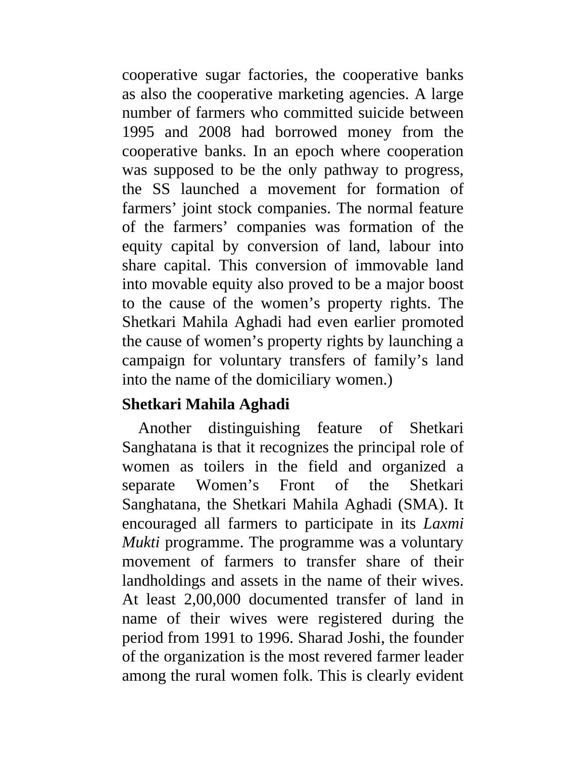cooperative sugar factories, the cooperative banks as also the cooperative marketing agencies. A large number of farmers who committed suicide between 1995 and 2008 had borrowed money from the cooperative banks. In an epoch where cooperation was supposed to be the only pathway to progress, the SS launched a movement for formation of farmers' joint stock companies. The normal feature of the farmers' companies was formation of the equity capital by conversion of land, labour into share capital. This conversion of immovable land into movable equity also proved to be a major boost to the cause of the women's property rights. The Shetkari Mahila Aghadi had even earlier promoted the cause of women's property rights by launching a campaign for voluntary transfers of family's land into the name of the domiciliary women.)

## Shetkari Mahila Aghadi

Another distinguishing feature of Shetkari Sanghatana is that it recognizes the principal role of women as toilers in the field and organized a separate Women's Front of the Shetkari Sanghatana, the Shetkari Mahila Aghadi (SMA). It encouraged all farmers to participate in its *Laxmi Mukti* programme. The programme was a voluntary movement of farmers to transfer share of their landholdings and assets in the name of their wives. At least 2,00,000 documented transfer of land in name of their wives were registered during the period from 1991 to 1996. Sharad Joshi, the founder of the organization is the most revered farmer leader among the rural women folk. This is clearly evident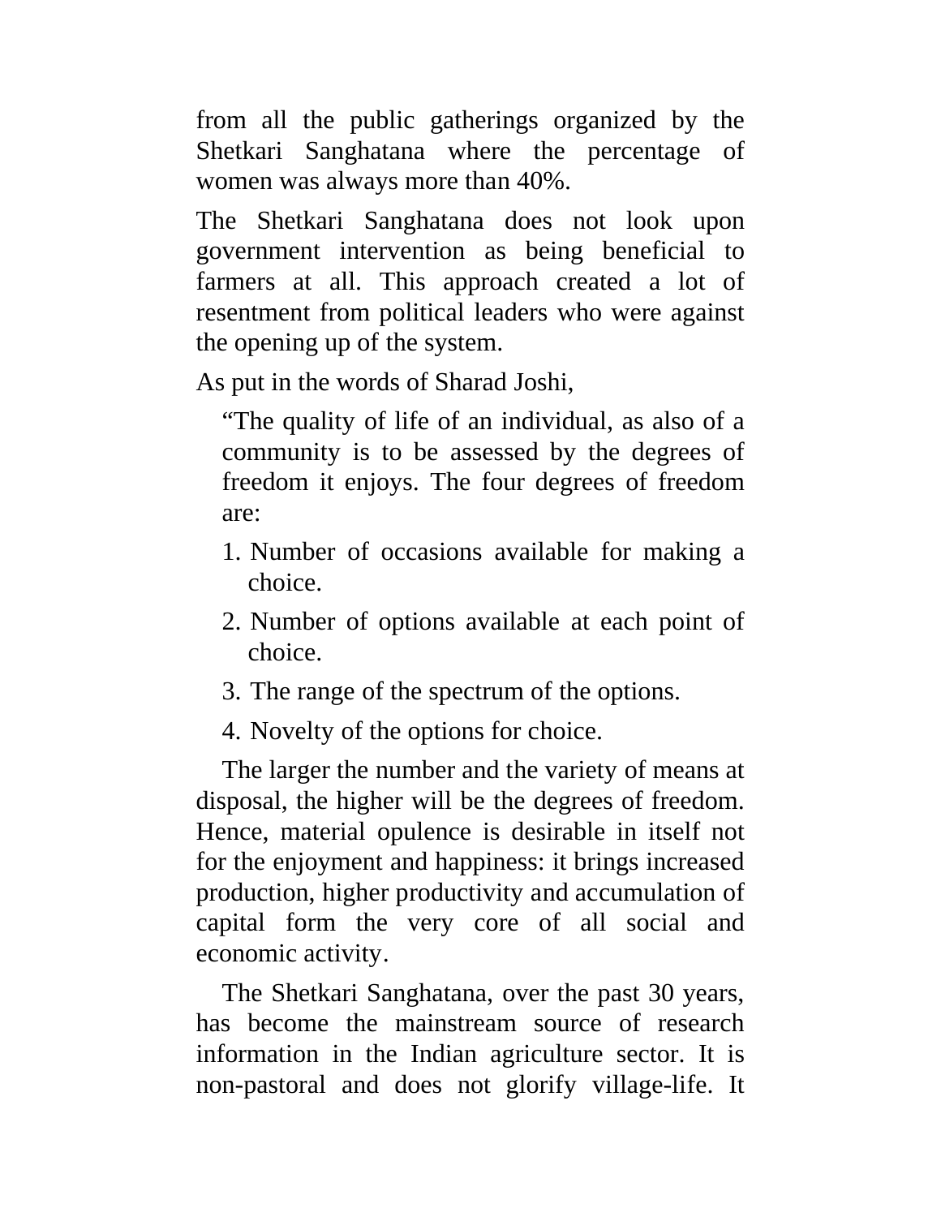from all the public gatherings organized by the Shetkari Sanghatana where the percentage of women was always more than 40%.

The Shetkari Sanghatana does not look upon government intervention as being beneficial to farmers at all. This approach created a lot of resentment from political leaders who were against the opening up of the system.

As put in the words of Sharad Joshi,

> "The quality of life of an individual, as also of a community is to be assessed by the degrees of freedom it enjoys. The four degrees of freedom are:
>
> 1. Number of occasions available for making a choice.
> 2. Number of options available at each point of choice.
> 3. The range of the spectrum of the options.
> 4. Novelty of the options for choice.
>
> The larger the number and the variety of means at disposal, the higher will be the degrees of freedom. Hence, material opulence is desirable in itself not for the enjoyment and happiness: it brings increased production, higher productivity and accumulation of capital form the very core of all social and economic activity.

The Shetkari Sanghatana, over the past 30 years, has become the mainstream source of research information in the Indian agriculture sector. It is non-pastoral and does not glorify village-life. It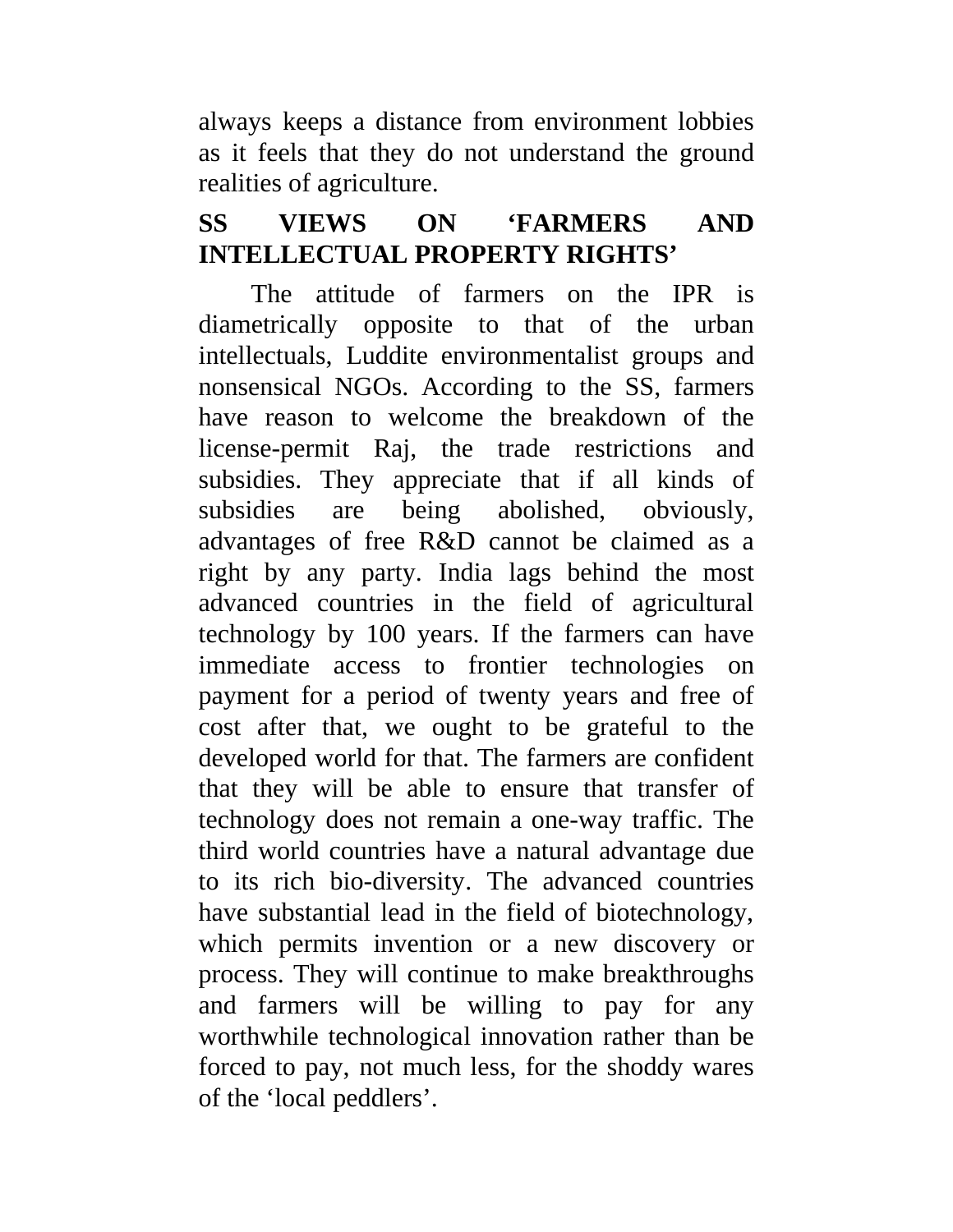always keeps a distance from environment lobbies as it feels that they do not understand the ground realities of agriculture.

## SS VIEWS ON 'FARMERS AND INTELLECTUAL PROPERTY RIGHTS'

The attitude of farmers on the IPR is diametrically opposite to that of the urban intellectuals, Luddite environmentalist groups and nonsensical NGOs. According to the SS, farmers have reason to welcome the breakdown of the license-permit Raj, the trade restrictions and subsidies. They appreciate that if all kinds of subsidies are being abolished, obviously, advantages of free R&D cannot be claimed as a right by any party. India lags behind the most advanced countries in the field of agricultural technology by 100 years. If the farmers can have immediate access to frontier technologies on payment for a period of twenty years and free of cost after that, we ought to be grateful to the developed world for that. The farmers are confident that they will be able to ensure that transfer of technology does not remain a one-way traffic. The third world countries have a natural advantage due to its rich bio-diversity. The advanced countries have substantial lead in the field of biotechnology, which permits invention or a new discovery or process. They will continue to make breakthroughs and farmers will be willing to pay for any worthwhile technological innovation rather than be forced to pay, not much less, for the shoddy wares of the 'local peddlers'.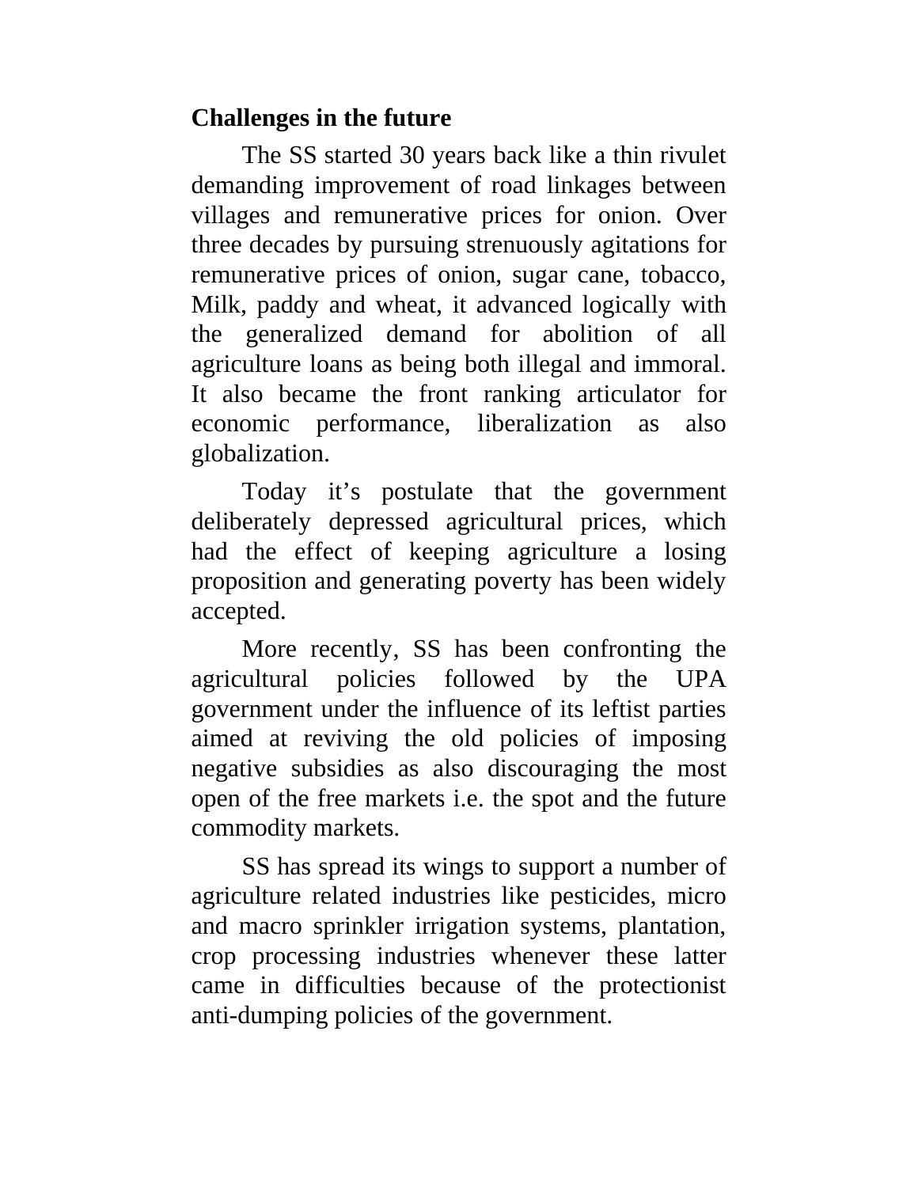## Challenges in the future

The SS started 30 years back like a thin rivulet demanding improvement of road linkages between villages and remunerative prices for onion. Over three decades by pursuing strenuously agitations for remunerative prices of onion, sugar cane, tobacco, Milk, paddy and wheat, it advanced logically with the generalized demand for abolition of all agriculture loans as being both illegal and immoral. It also became the front ranking articulator for economic performance, liberalization as also globalization.

Today it's postulate that the government deliberately depressed agricultural prices, which had the effect of keeping agriculture a losing proposition and generating poverty has been widely accepted.

More recently, SS has been confronting the agricultural policies followed by the UPA government under the influence of its leftist parties aimed at reviving the old policies of imposing negative subsidies as also discouraging the most open of the free markets i.e. the spot and the future commodity markets.

SS has spread its wings to support a number of agriculture related industries like pesticides, micro and macro sprinkler irrigation systems, plantation, crop processing industries whenever these latter came in difficulties because of the protectionist anti-dumping policies of the government.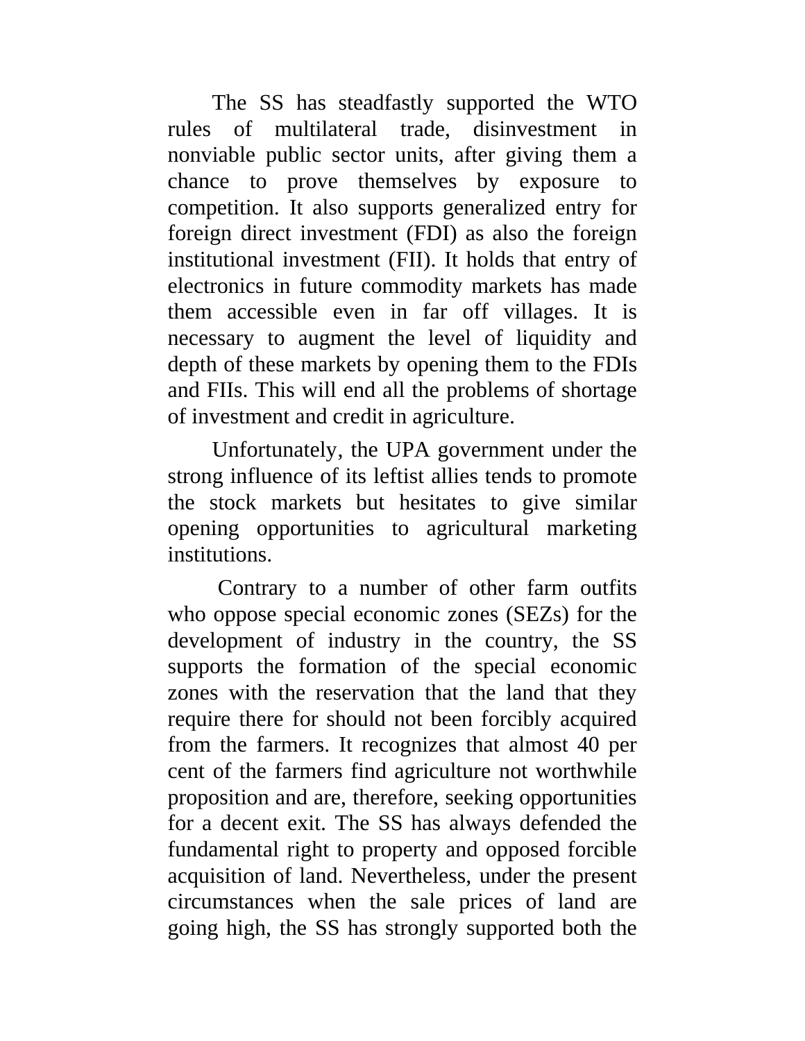The SS has steadfastly supported the WTO rules of multilateral trade, disinvestment in nonviable public sector units, after giving them a chance to prove themselves by exposure to competition. It also supports generalized entry for foreign direct investment (FDI) as also the foreign institutional investment (FII). It holds that entry of electronics in future commodity markets has made them accessible even in far off villages. It is necessary to augment the level of liquidity and depth of these markets by opening them to the FDIs and FIIs. This will end all the problems of shortage of investment and credit in agriculture.

Unfortunately, the UPA government under the strong influence of its leftist allies tends to promote the stock markets but hesitates to give similar opening opportunities to agricultural marketing institutions.

Contrary to a number of other farm outfits who oppose special economic zones (SEZs) for the development of industry in the country, the SS supports the formation of the special economic zones with the reservation that the land that they require there for should not been forcibly acquired from the farmers. It recognizes that almost 40 per cent of the farmers find agriculture not worthwhile proposition and are, therefore, seeking opportunities for a decent exit. The SS has always defended the fundamental right to property and opposed forcible acquisition of land. Nevertheless, under the present circumstances when the sale prices of land are going high, the SS has strongly supported both the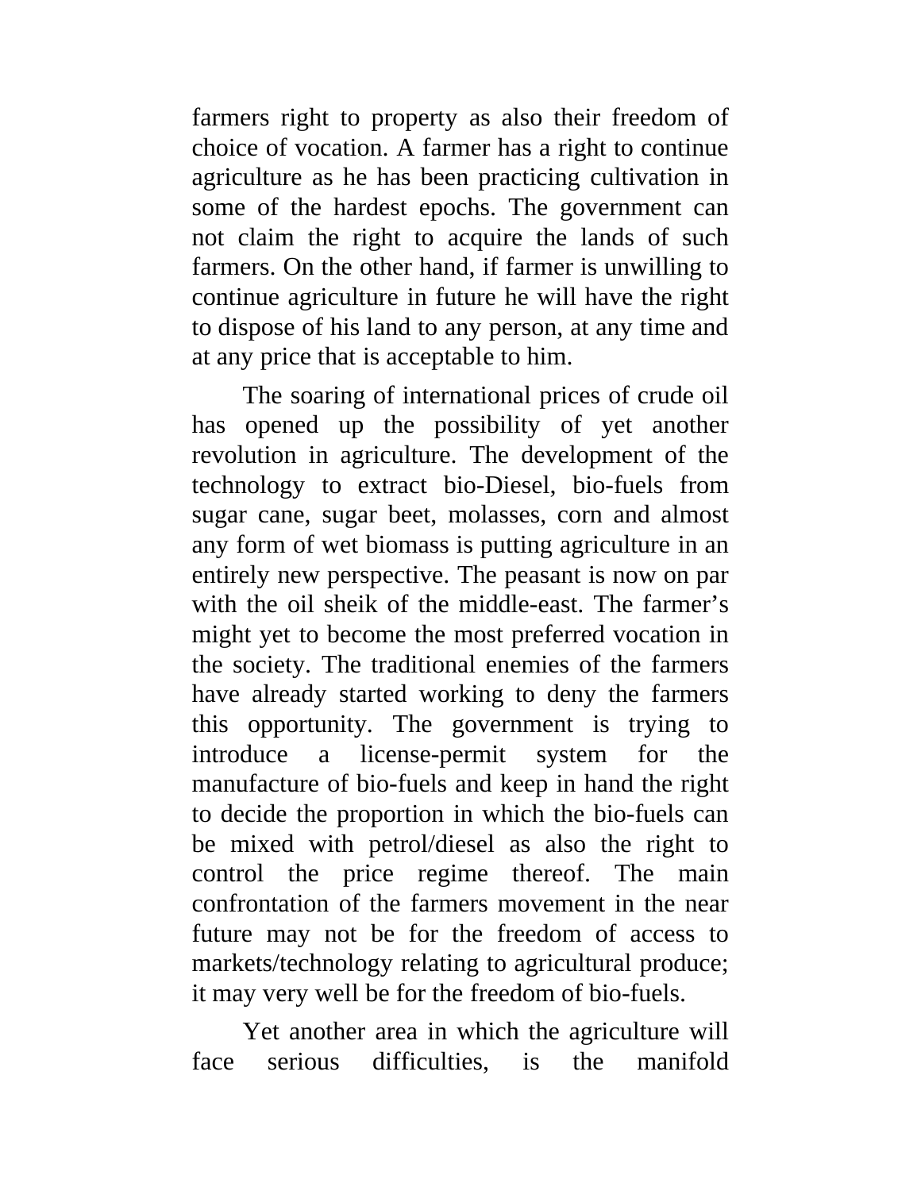farmers right to property as also their freedom of choice of vocation. A farmer has a right to continue agriculture as he has been practicing cultivation in some of the hardest epochs. The government can not claim the right to acquire the lands of such farmers. On the other hand, if farmer is unwilling to continue agriculture in future he will have the right to dispose of his land to any person, at any time and at any price that is acceptable to him.

The soaring of international prices of crude oil has opened up the possibility of yet another revolution in agriculture. The development of the technology to extract bio-Diesel, bio-fuels from sugar cane, sugar beet, molasses, corn and almost any form of wet biomass is putting agriculture in an entirely new perspective. The peasant is now on par with the oil sheik of the middle-east. The farmer's might yet to become the most preferred vocation in the society. The traditional enemies of the farmers have already started working to deny the farmers this opportunity. The government is trying to introduce a license-permit system for the manufacture of bio-fuels and keep in hand the right to decide the proportion in which the bio-fuels can be mixed with petrol/diesel as also the right to control the price regime thereof. The main confrontation of the farmers movement in the near future may not be for the freedom of access to markets/technology relating to agricultural produce; it may very well be for the freedom of bio-fuels.

Yet another area in which the agriculture will face serious difficulties, is the manifold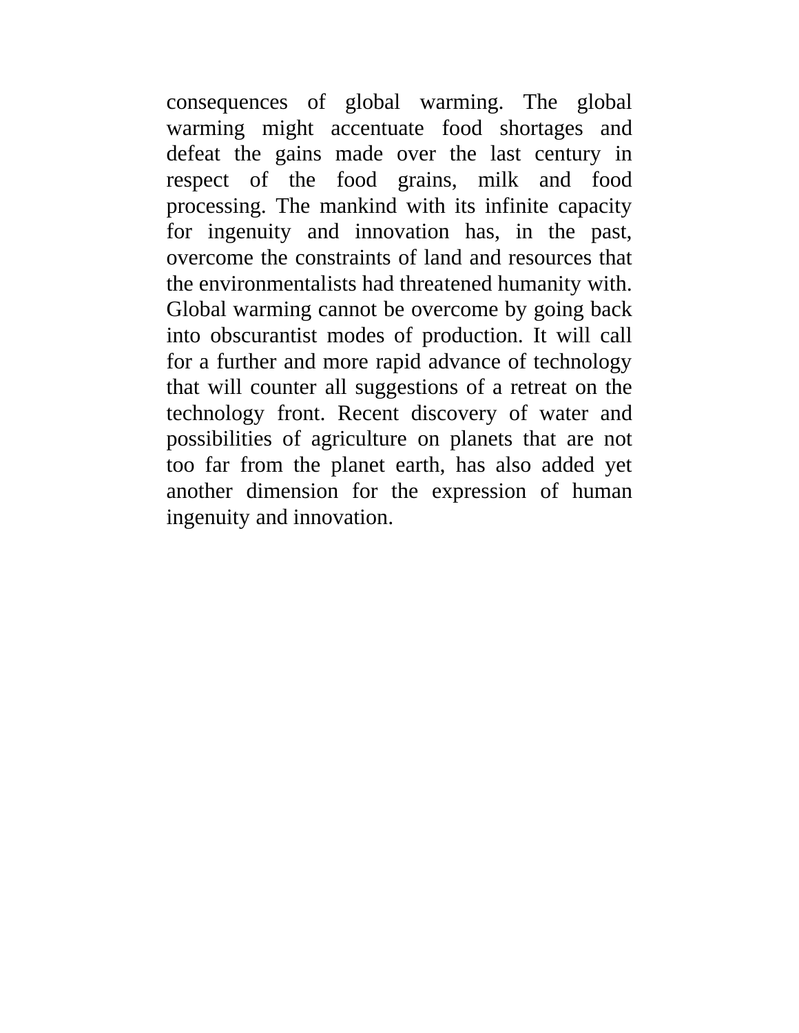consequences of global warming. The global warming might accentuate food shortages and defeat the gains made over the last century in respect of the food grains, milk and food processing. The mankind with its infinite capacity for ingenuity and innovation has, in the past, overcome the constraints of land and resources that the environmentalists had threatened humanity with. Global warming cannot be overcome by going back into obscurantist modes of production. It will call for a further and more rapid advance of technology that will counter all suggestions of a retreat on the technology front. Recent discovery of water and possibilities of agriculture on planets that are not too far from the planet earth, has also added yet another dimension for the expression of human ingenuity and innovation.